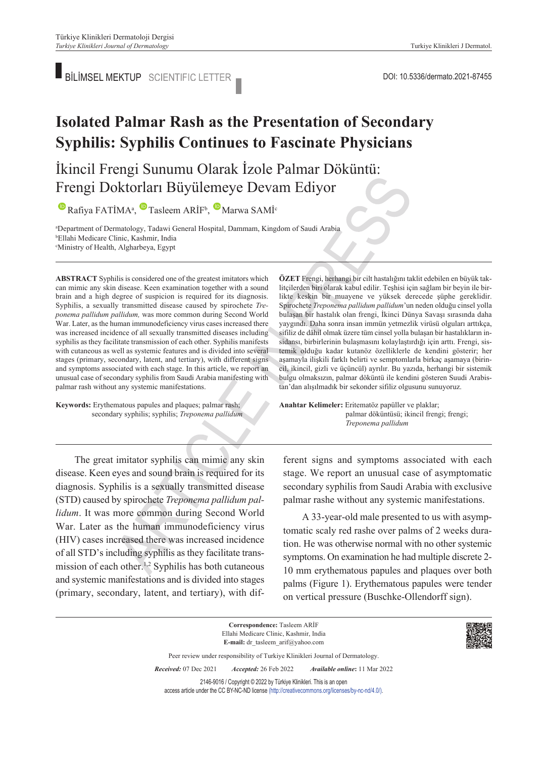BİLİMSEL MEKTUP SCIENTIFIC LETTER

DOI: 10.5336/dermato.2021-87455

# Isolated Palmar Rash as the Presentation of Secondary Syphilis: Syphilis Continues to Fascinate Physicians

## İkincil Frengi Sunumu Olarak İzole Palmar Döküntü: Frengi Doktorları Büyülemeye Devam Ediyor

Rafiya FATİMA[a], Tasleem ARİF[b], Marwa SAMİ[c]

[a]Department of Dermatology, Tadawi General Hospital, Dammam, Kingdom of Saudi Arabia
[b]Ellahi Medicare Clinic, Kashmir, India
[c]Ministry of Health, Algharbeya, Egypt

**ABSTRACT** Syphilis is considered one of the greatest imitators which can mimic any skin disease. Keen examination together with a sound brain and a high degree of suspicion is required for its diagnosis. Syphilis, a sexually transmitted disease caused by spirochete *Treponema pallidum pallidum,* was more common during Second World War. Later, as the human immunodeficiency virus cases increased there was increased incidence of all sexually transmitted diseases including syphilis as they facilitate transmission of each other. Syphilis manifests with cutaneous as well as systemic features and is divided into several stages (primary, secondary, latent, and tertiary), with different signs and symptoms associated with each stage. In this article, we report an unusual case of secondary syphilis from Saudi Arabia manifesting with palmar rash without any systemic manifestations.

**Keywords:** Erythematous papules and plaques; palmar rash; secondary syphilis; syphilis; *Treponema pallidum*

**ÖZET** Frengi, herhangi bir cilt hastalığını taklit edebilen en büyük taklitçilerden biri olarak kabul edilir. Teşhisi için sağlam bir beyin ile birlikte keskin bir muayene ve yüksek derecede şüphe gereklidir. Spirochete *Treponema pallidum pallidum*'un neden olduğu cinsel yolla bulaşan bir hastalık olan frengi, İkinci Dünya Savaşı sırasında daha yaygındı. Daha sonra insan immün yetmezlik virüsü olguları arttıkça, sifiliz de dâhil olmak üzere tüm cinsel yolla bulaşan bir hastalıkların insidansı, birbirlerinin bulaşmasını kolaylaştırdığı için arttı. Frengi, sistemik olduğu kadar kutanöz özelliklerle de kendini gösterir; her aşamayla ilişkili farklı belirti ve semptomlarla birkaç aşamaya (birincil, ikincil, gizli ve üçüncül) ayrılır. Bu yazıda, herhangi bir sistemik bulgu olmaksızın, palmar döküntü ile kendini gösteren Suudi Arabistan'dan alışılmadık bir sekonder sifiliz olgusunu sunuyoruz.

**Anahtar Kelimeler:** Eritematöz papüller ve plaklar; palmar döküntüsü; ikincil frengi; frengi; *Treponema pallidum*

The great imitator syphilis can mimic any skin disease. Keen eyes and sound brain is required for its diagnosis. Syphilis is a sexually transmitted disease (STD) caused by spirochete *Treponema pallidum pallidum*. It was more common during Second World War. Later as the human immunodeficiency virus (HIV) cases increased there was increased incidence of all STD's including syphilis as they facilitate transmission of each other.[1,2] Syphilis has both cutaneous and systemic manifestations and is divided into stages (primary, secondary, latent, and tertiary), with different signs and symptoms associated with each stage. We report an unusual case of asymptomatic secondary syphilis from Saudi Arabia with exclusive palmar rashe without any systemic manifestations.

A 33-year-old male presented to us with asymptomatic scaly red rashe over palms of 2 weeks duration. He was otherwise normal with no other systemic symptoms. On examination he had multiple discrete 2-10 mm erythematous papules and plaques over both palms (Figure 1). Erythematous papules were tender on vertical pressure (Buschke-Ollendorff sign).

**Correspondence:** Tasleem ARİF
Ellahi Medicare Clinic, Kashmir, India
**E-mail:** dr_tasleem_arif@yahoo.com

Peer review under responsibility of Turkiye Klinikleri Journal of Dermatology.

***Received:*** 07 Dec 2021 ***Accepted:*** 26 Feb 2022 ***Available online:*** 11 Mar 2022

2146-9016 / Copyright © 2022 by Türkiye Klinikleri. This is an open access article under the CC BY-NC-ND license (http://creativecommons.org/licenses/by-nc-nd/4.0/).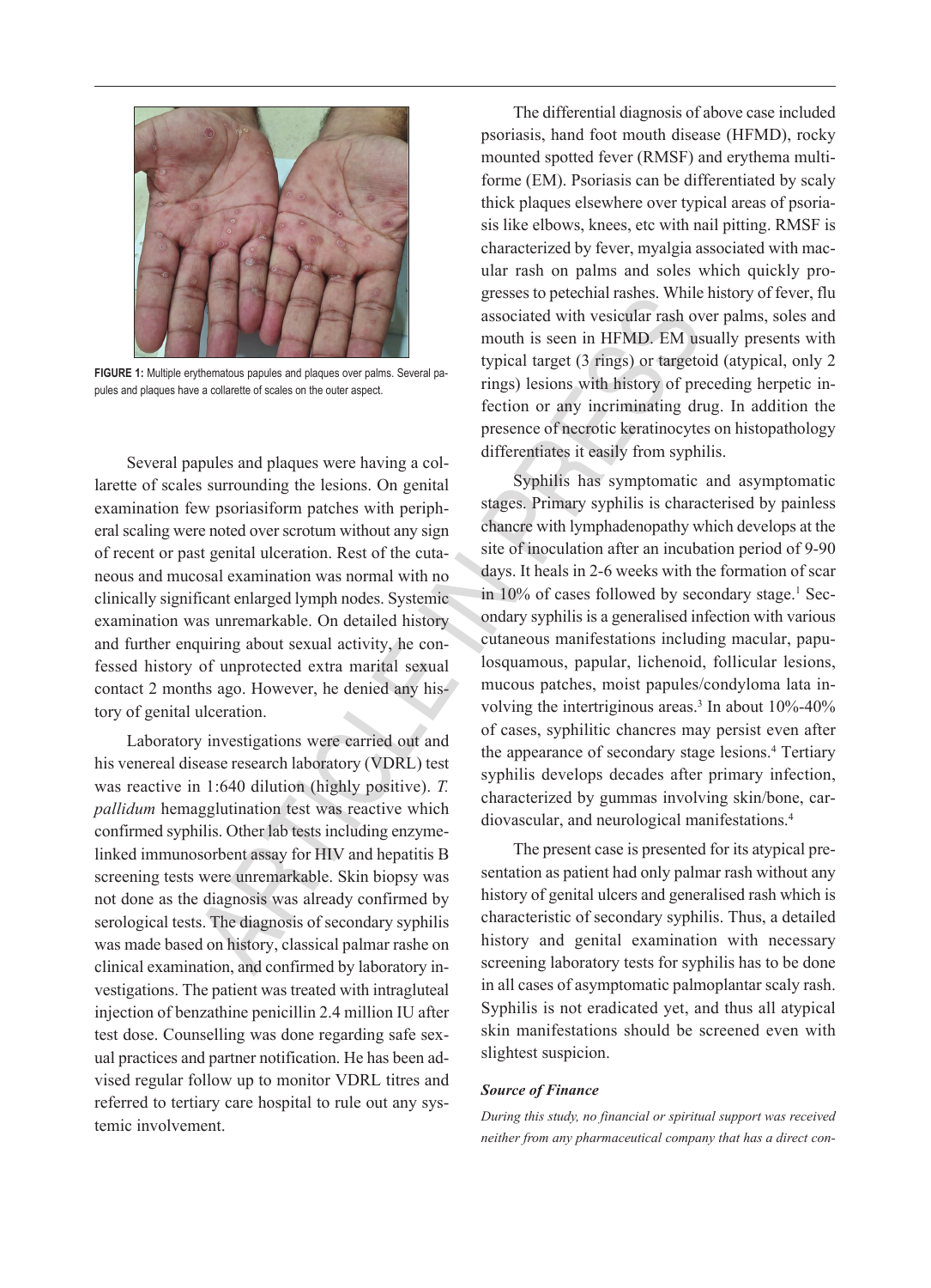FIGURE 1: Multiple erythematous papules and plaques over palms. Several papules and plaques have a collarette of scales on the outer aspect.

Several papules and plaques were having a collarette of scales surrounding the lesions. On genital examination few psoriasiform patches with peripheral scaling were noted over scrotum without any sign of recent or past genital ulceration. Rest of the cutaneous and mucosal examination was normal with no clinically significant enlarged lymph nodes. Systemic examination was unremarkable. On detailed history and further enquiring about sexual activity, he confessed history of unprotected extra marital sexual contact 2 months ago. However, he denied any history of genital ulceration.

Laboratory investigations were carried out and his venereal disease research laboratory (VDRL) test was reactive in 1:640 dilution (highly positive). *T. pallidum* hemagglutination test was reactive which confirmed syphilis. Other lab tests including enzyme-linked immunosorbent assay for HIV and hepatitis B screening tests were unremarkable. Skin biopsy was not done as the diagnosis was already confirmed by serological tests. The diagnosis of secondary syphilis was made based on history, classical palmar rashe on clinical examination, and confirmed by laboratory investigations. The patient was treated with intragluteal injection of benzathine penicillin 2.4 million IU after test dose. Counselling was done regarding safe sexual practices and partner notification. He has been advised regular follow up to monitor VDRL titres and referred to tertiary care hospital to rule out any systemic involvement.

The differential diagnosis of above case included psoriasis, hand foot mouth disease (HFMD), rocky mounted spotted fever (RMSF) and erythema multiforme (EM). Psoriasis can be differentiated by scaly thick plaques elsewhere over typical areas of psoriasis like elbows, knees, etc with nail pitting. RMSF is characterized by fever, myalgia associated with macular rash on palms and soles which quickly progresses to petechial rashes. While history of fever, flu associated with vesicular rash over palms, soles and mouth is seen in HFMD. EM usually presents with typical target (3 rings) or targetoid (atypical, only 2 rings) lesions with history of preceding herpetic infection or any incriminating drug. In addition the presence of necrotic keratinocytes on histopathology differentiates it easily from syphilis.

Syphilis has symptomatic and asymptomatic stages. Primary syphilis is characterised by painless chancre with lymphadenopathy which develops at the site of inoculation after an incubation period of 9-90 days. It heals in 2-6 weeks with the formation of scar in 10% of cases followed by secondary stage.[1] Secondary syphilis is a generalised infection with various cutaneous manifestations including macular, papulosquamous, papular, lichenoid, follicular lesions, mucous patches, moist papules/condyloma lata involving the intertriginous areas.[3] In about 10%-40% of cases, syphilitic chancres may persist even after the appearance of secondary stage lesions.[4] Tertiary syphilis develops decades after primary infection, characterized by gummas involving skin/bone, cardiovascular, and neurological manifestations.[4]

The present case is presented for its atypical presentation as patient had only palmar rash without any history of genital ulcers and generalised rash which is characteristic of secondary syphilis. Thus, a detailed history and genital examination with necessary screening laboratory tests for syphilis has to be done in all cases of asymptomatic palmoplantar scaly rash. Syphilis is not eradicated yet, and thus all atypical skin manifestations should be screened even with slightest suspicion.

#### *Source of Finance*

*During this study, no financial or spiritual support was received neither from any pharmaceutical company that has a direct con-*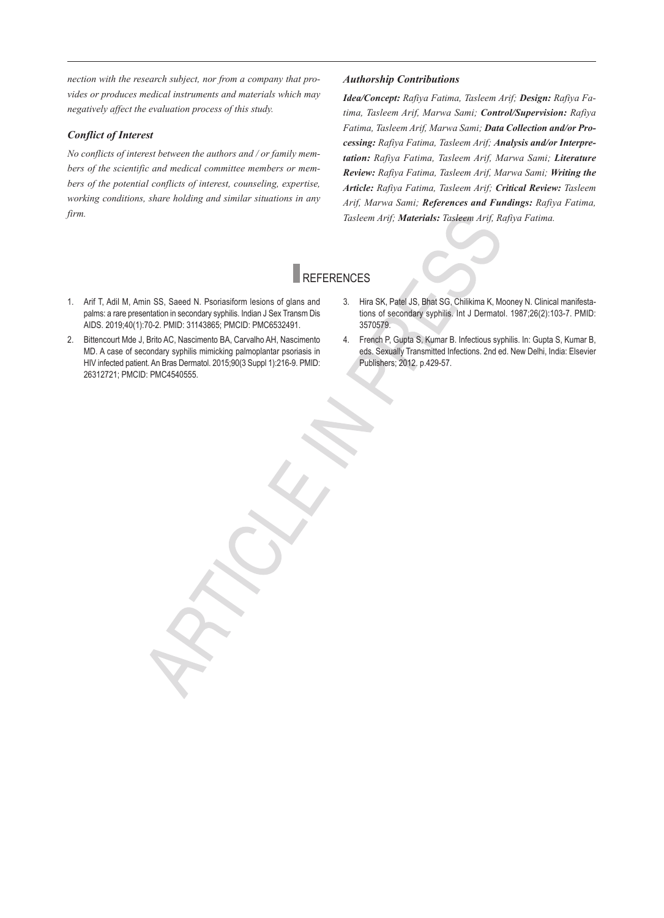*nection with the research subject, nor from a company that provides or produces medical instruments and materials which may negatively affect the evaluation process of this study.*

### *Conflict of Interest*

*No conflicts of interest between the authors and / or family members of the scientific and medical committee members or members of the potential conflicts of interest, counseling, expertise, working conditions, share holding and similar situations in any firm.*

### *Authorship Contributions*

***Idea/Concept:** Rafiya Fatima, Tasleem Arif; **Design:** Rafiya Fatima, Tasleem Arif, Marwa Sami; **Control/Supervision:** Rafiya Fatima, Tasleem Arif, Marwa Sami; **Data Collection and/or Processing:** Rafiya Fatima, Tasleem Arif; **Analysis and/or Interpretation:** Rafiya Fatima, Tasleem Arif, Marwa Sami; **Literature Review:** Rafiya Fatima, Tasleem Arif, Marwa Sami; **Writing the Article:** Rafiya Fatima, Tasleem Arif; **Critical Review:** Tasleem Arif, Marwa Sami; **References and Fundings:** Rafiya Fatima, Tasleem Arif; **Materials:** Tasleem Arif, Rafiya Fatima.*

## REFERENCES

1. Arif T, Adil M, Amin SS, Saeed N. Psoriasiform lesions of glans and palms: a rare presentation in secondary syphilis. Indian J Sex Transm Dis AIDS. 2019;40(1):70-2. PMID: 31143865; PMCID: PMC6532491.
2. Bittencourt Mde J, Brito AC, Nascimento BA, Carvalho AH, Nascimento MD. A case of secondary syphilis mimicking palmoplantar psoriasis in HIV infected patient. An Bras Dermatol. 2015;90(3 Suppl 1):216-9. PMID: 26312721; PMCID: PMC4540555.
3. Hira SK, Patel JS, Bhat SG, Chilikima K, Mooney N. Clinical manifestations of secondary syphilis. Int J Dermatol. 1987;26(2):103-7. PMID: 3570579.
4. French P, Gupta S, Kumar B. Infectious syphilis. In: Gupta S, Kumar B, eds. Sexually Transmitted Infections. 2nd ed. New Delhi, India: Elsevier Publishers; 2012. p.429-57.